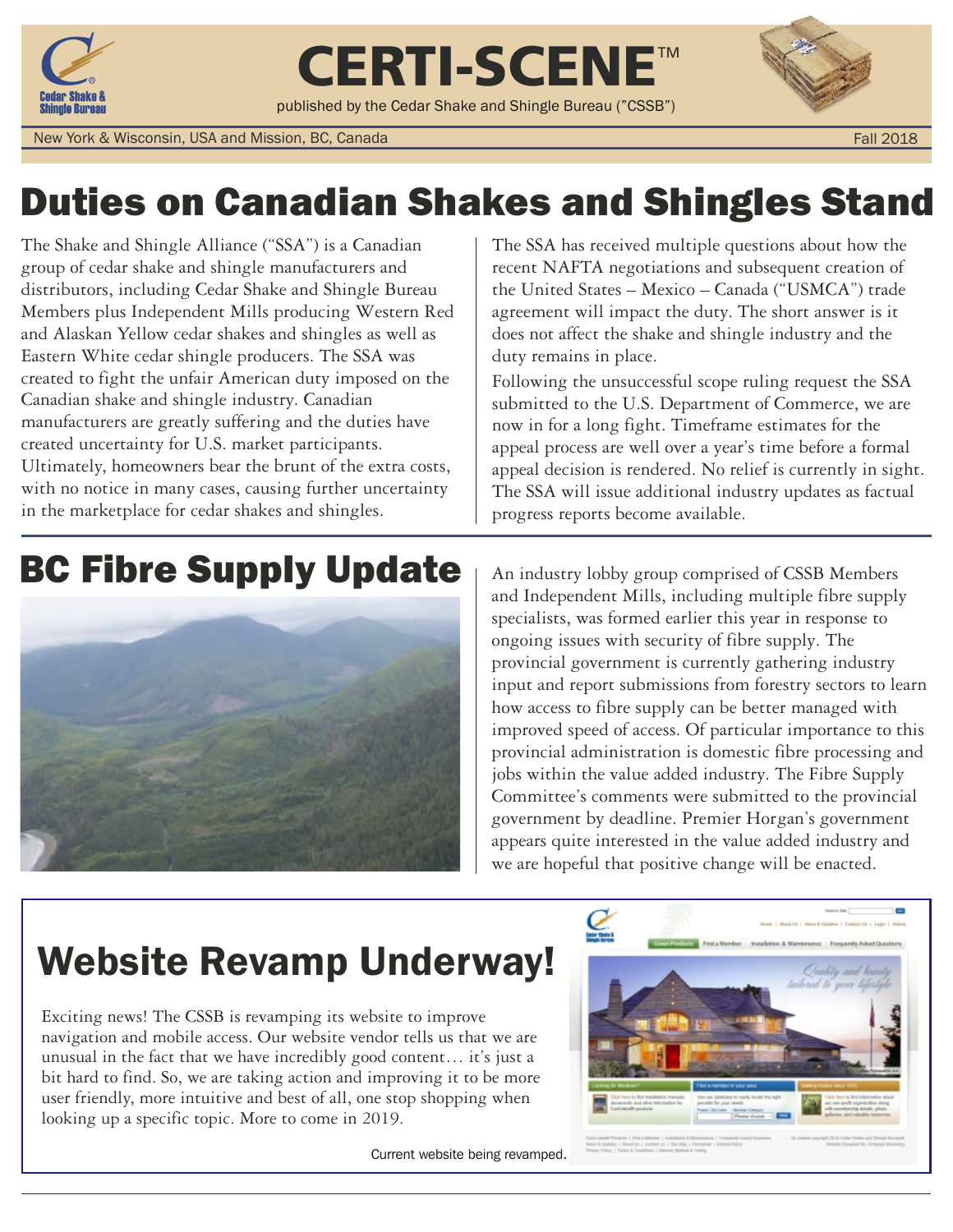# CERTI-SCENE™

published by the Cedar Shake and Shingle Bureau ("CSSB")

New York & Wisconsin, USA and Mission, BC, Canada

Fall 2018

## Duties on Canadian Shakes and Shingles Stand

The Shake and Shingle Alliance ("SSA") is a Canadian group of cedar shake and shingle manufacturers and distributors, including Cedar Shake and Shingle Bureau Members plus Independent Mills producing Western Red and Alaskan Yellow cedar shakes and shingles as well as Eastern White cedar shingle producers. The SSA was created to fight the unfair American duty imposed on the Canadian shake and shingle industry. Canadian manufacturers are greatly suffering and the duties have created uncertainty for U.S. market participants. Ultimately, homeowners bear the brunt of the extra costs, with no notice in many cases, causing further uncertainty in the marketplace for cedar shakes and shingles.

The SSA has received multiple questions about how the recent NAFTA negotiations and subsequent creation of the United States – Mexico – Canada ("USMCA") trade agreement will impact the duty. The short answer is it does not affect the shake and shingle industry and the duty remains in place.

Following the unsuccessful scope ruling request the SSA submitted to the U.S. Department of Commerce, we are now in for a long fight. Timeframe estimates for the appeal process are well over a year's time before a formal appeal decision is rendered. No relief is currently in sight. The SSA will issue additional industry updates as factual progress reports become available.

## BC Fibre Supply Update

An industry lobby group comprised of CSSB Members and Independent Mills, including multiple fibre supply specialists, was formed earlier this year in response to ongoing issues with security of fibre supply. The provincial government is currently gathering industry input and report submissions from forestry sectors to learn how access to fibre supply can be better managed with improved speed of access. Of particular importance to this provincial administration is domestic fibre processing and jobs within the value added industry. The Fibre Supply Committee's comments were submitted to the provincial government by deadline. Premier Horgan's government appears quite interested in the value added industry and we are hopeful that positive change will be enacted.

## Website Revamp Underway!

Exciting news! The CSSB is revamping its website to improve navigation and mobile access. Our website vendor tells us that we are unusual in the fact that we have incredibly good content… it's just a bit hard to find. So, we are taking action and improving it to be more user friendly, more intuitive and best of all, one stop shopping when looking up a specific topic. More to come in 2019.

Current website being revamped.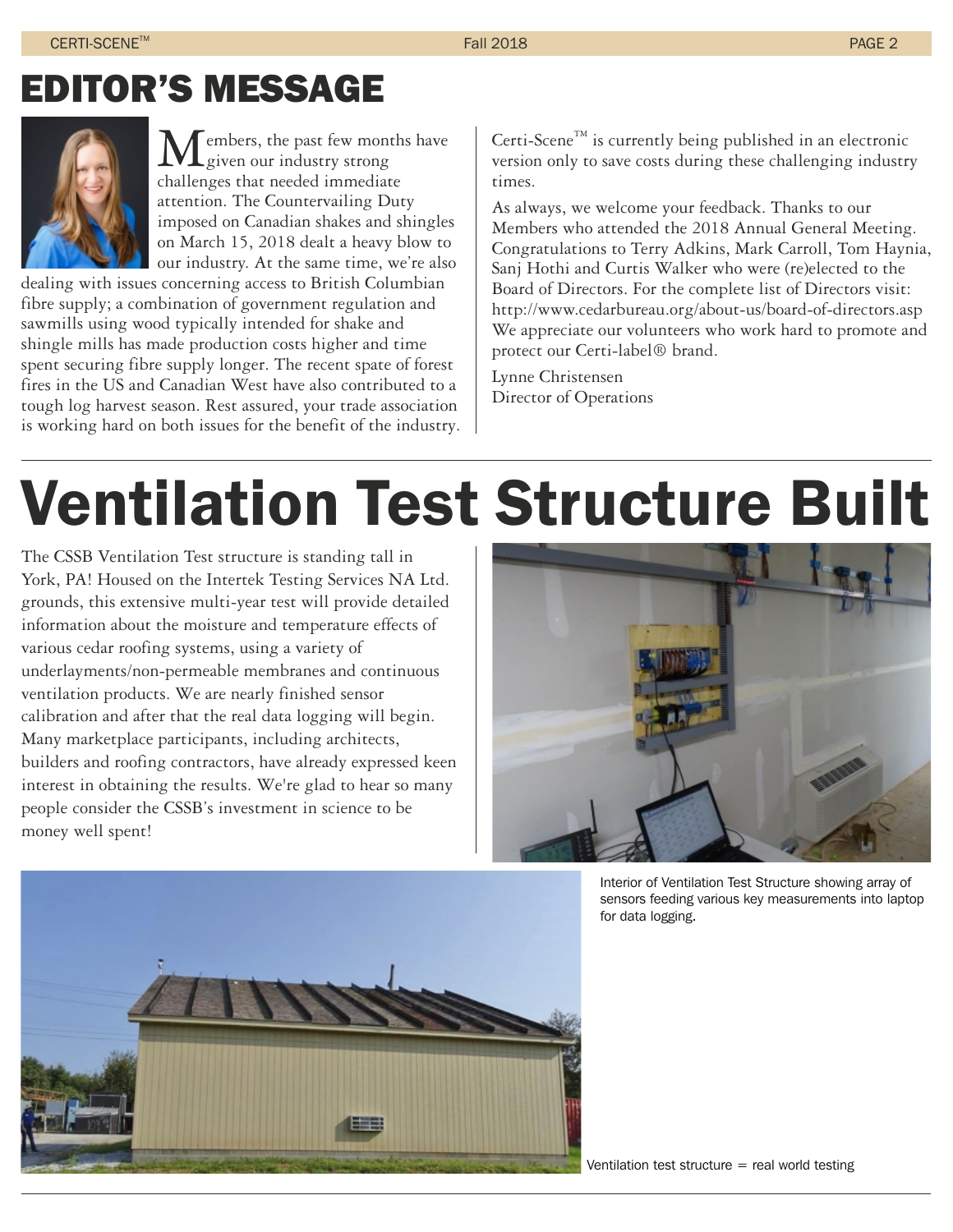# EDITOR'S MESSAGE

Members, the past few months have given our industry strong challenges that needed immediate attention. The Countervailing Duty imposed on Canadian shakes and shingles on March 15, 2018 dealt a heavy blow to our industry. At the same time, we're also dealing with issues concerning access to British Columbian fibre supply; a combination of government regulation and sawmills using wood typically intended for shake and shingle mills has made production costs higher and time spent securing fibre supply longer. The recent spate of forest fires in the US and Canadian West have also contributed to a tough log harvest season. Rest assured, your trade association is working hard on both issues for the benefit of the industry.

Certi-Scene™ is currently being published in an electronic version only to save costs during these challenging industry times.

As always, we welcome your feedback. Thanks to our Members who attended the 2018 Annual General Meeting. Congratulations to Terry Adkins, Mark Carroll, Tom Haynia, Sanj Hothi and Curtis Walker who were (re)elected to the Board of Directors. For the complete list of Directors visit: http://www.cedarbureau.org/about-us/board-of-directors.asp We appreciate our volunteers who work hard to promote and protect our Certi-label® brand.

Lynne Christensen
Director of Operations

# Ventilation Test Structure Built

The CSSB Ventilation Test structure is standing tall in York, PA! Housed on the Intertek Testing Services NA Ltd. grounds, this extensive multi-year test will provide detailed information about the moisture and temperature effects of various cedar roofing systems, using a variety of underlayments/non-permeable membranes and continuous ventilation products. We are nearly finished sensor calibration and after that the real data logging will begin. Many marketplace participants, including architects, builders and roofing contractors, have already expressed keen interest in obtaining the results. We're glad to hear so many people consider the CSSB's investment in science to be money well spent!

Interior of Ventilation Test Structure showing array of sensors feeding various key measurements into laptop for data logging.

Ventilation test structure = real world testing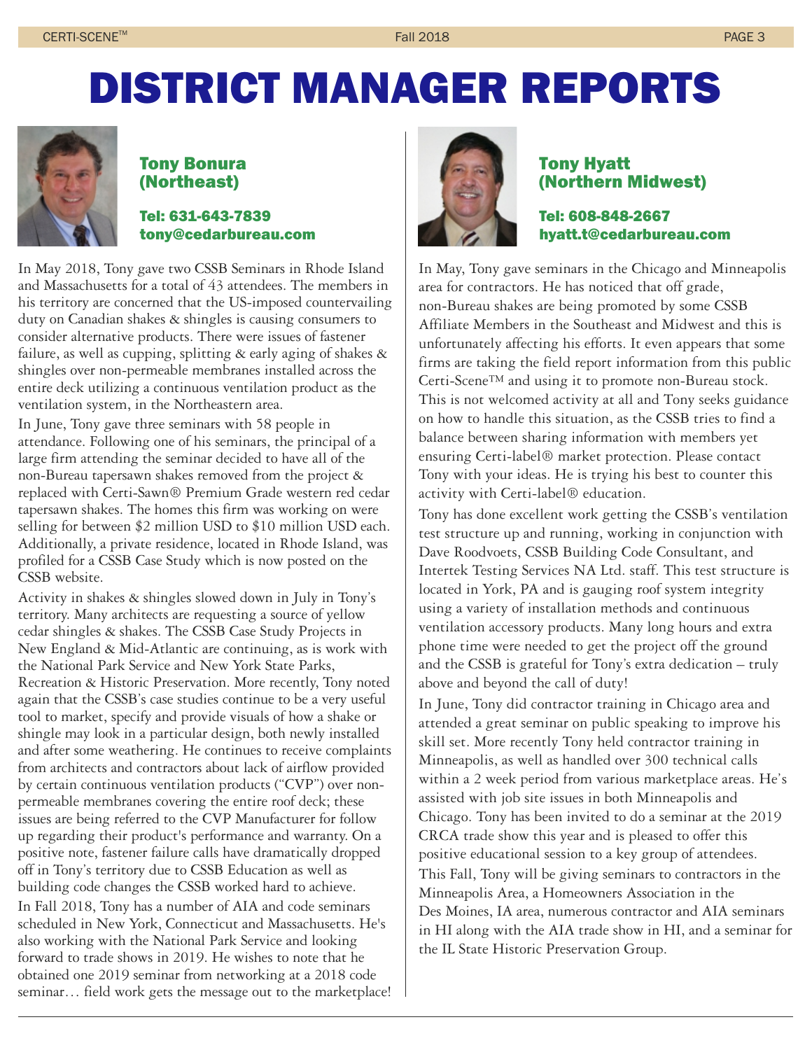# DISTRICT MANAGER REPORTS

## Tony Bonura (Northeast)

**Tel: 631-643-7839**
**tony@cedarbureau.com**

In May 2018, Tony gave two CSSB Seminars in Rhode Island and Massachusetts for a total of 43 attendees. The members in his territory are concerned that the US-imposed countervailing duty on Canadian shakes & shingles is causing consumers to consider alternative products. There were issues of fastener failure, as well as cupping, splitting & early aging of shakes & shingles over non-permeable membranes installed across the entire deck utilizing a continuous ventilation product as the ventilation system, in the Northeastern area.

In June, Tony gave three seminars with 58 people in attendance. Following one of his seminars, the principal of a large firm attending the seminar decided to have all of the non-Bureau tapersawn shakes removed from the project & replaced with Certi-Sawn® Premium Grade western red cedar tapersawn shakes. The homes this firm was working on were selling for between $2 million USD to $10 million USD each. Additionally, a private residence, located in Rhode Island, was profiled for a CSSB Case Study which is now posted on the CSSB website.

Activity in shakes & shingles slowed down in July in Tony's territory. Many architects are requesting a source of yellow cedar shingles & shakes. The CSSB Case Study Projects in New England & Mid-Atlantic are continuing, as is work with the National Park Service and New York State Parks, Recreation & Historic Preservation. More recently, Tony noted again that the CSSB's case studies continue to be a very useful tool to market, specify and provide visuals of how a shake or shingle may look in a particular design, both newly installed and after some weathering. He continues to receive complaints from architects and contractors about lack of airflow provided by certain continuous ventilation products ("CVP") over non-permeable membranes covering the entire roof deck; these issues are being referred to the CVP Manufacturer for follow up regarding their product's performance and warranty. On a positive note, fastener failure calls have dramatically dropped off in Tony's territory due to CSSB Education as well as building code changes the CSSB worked hard to achieve.

In Fall 2018, Tony has a number of AIA and code seminars scheduled in New York, Connecticut and Massachusetts. He's also working with the National Park Service and looking forward to trade shows in 2019. He wishes to note that he obtained one 2019 seminar from networking at a 2018 code seminar… field work gets the message out to the marketplace!

## Tony Hyatt (Northern Midwest)

**Tel: 608-848-2667**
**hyatt.t@cedarbureau.com**

In May, Tony gave seminars in the Chicago and Minneapolis area for contractors. He has noticed that off grade, non-Bureau shakes are being promoted by some CSSB Affiliate Members in the Southeast and Midwest and this is unfortunately affecting his efforts. It even appears that some firms are taking the field report information from this public Certi-Scene™ and using it to promote non-Bureau stock. This is not welcomed activity at all and Tony seeks guidance on how to handle this situation, as the CSSB tries to find a balance between sharing information with members yet ensuring Certi-label® market protection. Please contact Tony with your ideas. He is trying his best to counter this activity with Certi-label® education.

Tony has done excellent work getting the CSSB's ventilation test structure up and running, working in conjunction with Dave Roodvoets, CSSB Building Code Consultant, and Intertek Testing Services NA Ltd. staff. This test structure is located in York, PA and is gauging roof system integrity using a variety of installation methods and continuous ventilation accessory products. Many long hours and extra phone time were needed to get the project off the ground and the CSSB is grateful for Tony's extra dedication – truly above and beyond the call of duty!

In June, Tony did contractor training in Chicago area and attended a great seminar on public speaking to improve his skill set. More recently Tony held contractor training in Minneapolis, as well as handled over 300 technical calls within a 2 week period from various marketplace areas. He's assisted with job site issues in both Minneapolis and Chicago. Tony has been invited to do a seminar at the 2019 CRCA trade show this year and is pleased to offer this positive educational session to a key group of attendees.

This Fall, Tony will be giving seminars to contractors in the Minneapolis Area, a Homeowners Association in the Des Moines, IA area, numerous contractor and AIA seminars in HI along with the AIA trade show in HI, and a seminar for the IL State Historic Preservation Group.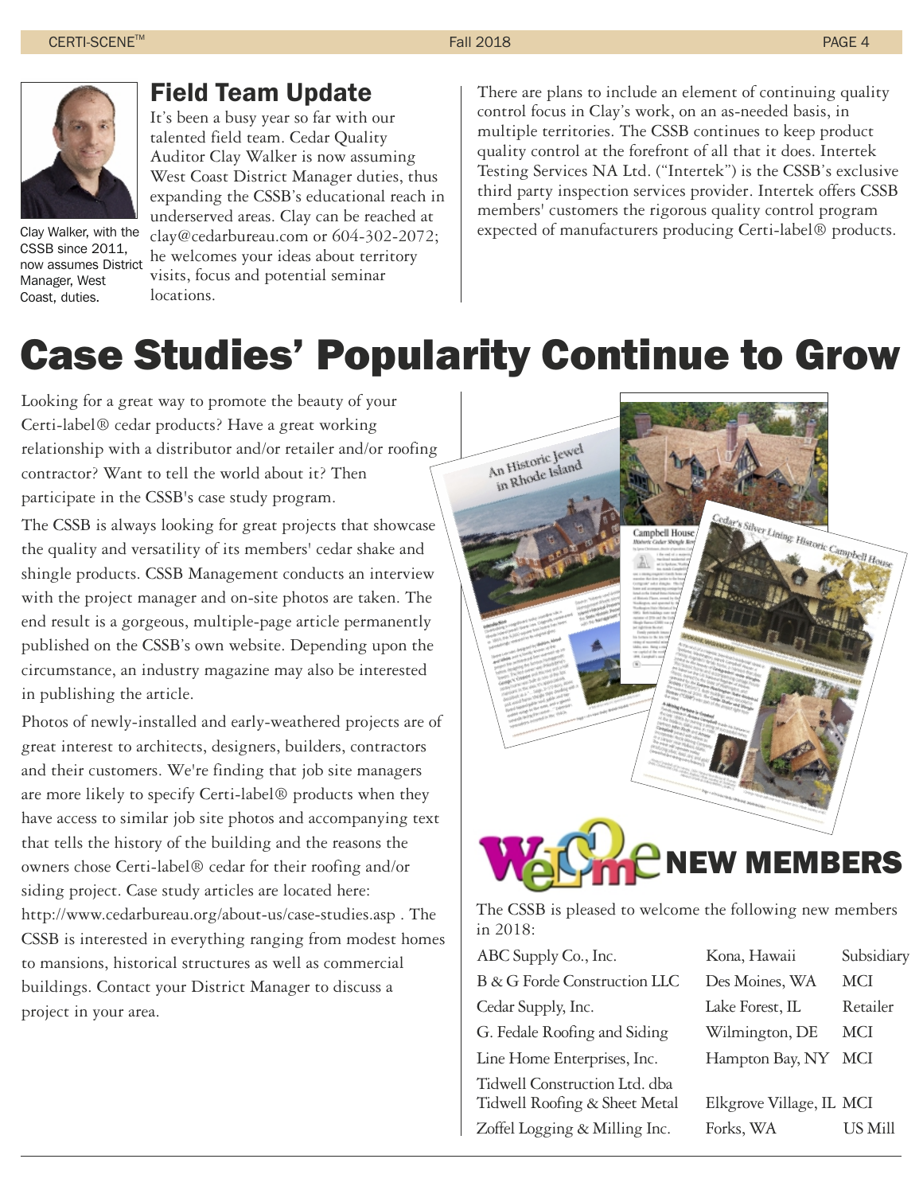## Field Team Update

Clay Walker, with the CSSB since 2011, now assumes District Manager, West Coast, duties.

It's been a busy year so far with our talented field team. Cedar Quality Auditor Clay Walker is now assuming West Coast District Manager duties, thus expanding the CSSB's educational reach in underserved areas. Clay can be reached at clay@cedarbureau.com or 604-302-2072; he welcomes your ideas about territory visits, focus and potential seminar locations.

There are plans to include an element of continuing quality control focus in Clay's work, on an as-needed basis, in multiple territories. The CSSB continues to keep product quality control at the forefront of all that it does. Intertek Testing Services NA Ltd. ("Intertek") is the CSSB's exclusive third party inspection services provider. Intertek offers CSSB members' customers the rigorous quality control program expected of manufacturers producing Certi-label® products.

# Case Studies' Popularity Continue to Grow

Looking for a great way to promote the beauty of your Certi-label® cedar products? Have a great working relationship with a distributor and/or retailer and/or roofing contractor? Want to tell the world about it? Then participate in the CSSB's case study program.

The CSSB is always looking for great projects that showcase the quality and versatility of its members' cedar shake and shingle products. CSSB Management conducts an interview with the project manager and on-site photos are taken. The end result is a gorgeous, multiple-page article permanently published on the CSSB's own website. Depending upon the circumstance, an industry magazine may also be interested in publishing the article.

Photos of newly-installed and early-weathered projects are of great interest to architects, designers, builders, contractors and their customers. We're finding that job site managers are more likely to specify Certi-label® products when they have access to similar job site photos and accompanying text that tells the history of the building and the reasons the owners chose Certi-label® cedar for their roofing and/or siding project. Case study articles are located here: http://www.cedarbureau.org/about-us/case-studies.asp . The CSSB is interested in everything ranging from modest homes to mansions, historical structures as well as commercial buildings. Contact your District Manager to discuss a project in your area.

## Welcome NEW MEMBERS

The CSSB is pleased to welcome the following new members in 2018:

| Member | Location | Type |
|---|---|---|
| ABC Supply Co., Inc. | Kona, Hawaii | Subsidiary |
| B & G Forde Construction LLC | Des Moines, WA | MCI |
| Cedar Supply, Inc. | Lake Forest, IL | Retailer |
| G. Fedale Roofing and Siding | Wilmington, DE | MCI |
| Line Home Enterprises, Inc. | Hampton Bay, NY | MCI |
| Tidwell Construction Ltd. dba Tidwell Roofing & Sheet Metal | Elkgrove Village, IL | MCI |
| Zoffel Logging & Milling Inc. | Forks, WA | US Mill |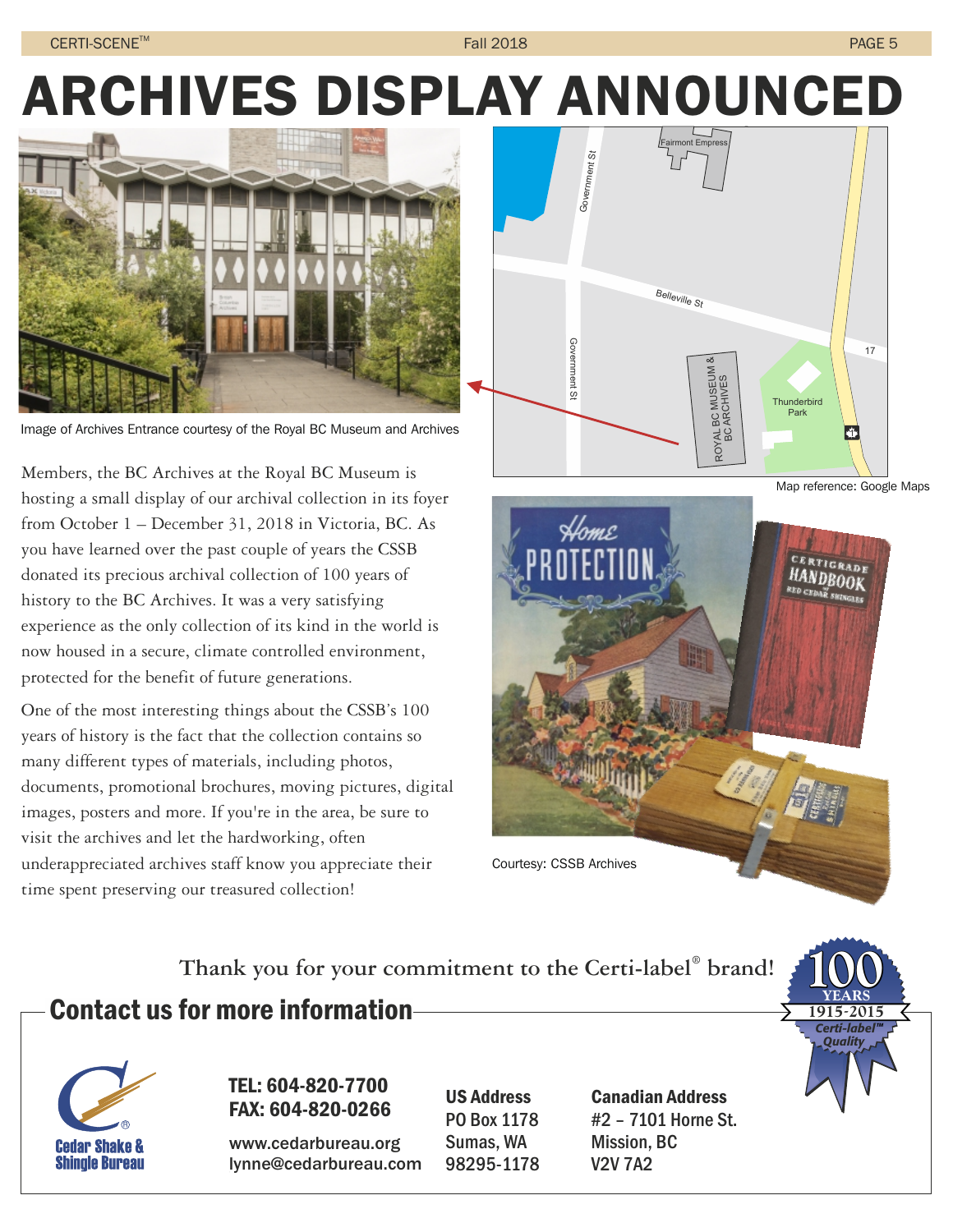# ARCHIVES DISPLAY ANNOUNCED

Image of Archives Entrance courtesy of the Royal BC Museum and Archives

Fairmont Empress

Government St

Belleville St

17

Government St

ROYAL BC MUSEUM & BC ARCHIVES

Thunderbird Park

Map reference: Google Maps

Members, the BC Archives at the Royal BC Museum is hosting a small display of our archival collection in its foyer from October 1 – December 31, 2018 in Victoria, BC. As you have learned over the past couple of years the CSSB donated its precious archival collection of 100 years of history to the BC Archives. It was a very satisfying experience as the only collection of its kind in the world is now housed in a secure, climate controlled environment, protected for the benefit of future generations.

One of the most interesting things about the CSSB's 100 years of history is the fact that the collection contains so many different types of materials, including photos, documents, promotional brochures, moving pictures, digital images, posters and more. If you're in the area, be sure to visit the archives and let the hardworking, often underappreciated archives staff know you appreciate their time spent preserving our treasured collection!

Courtesy: CSSB Archives

Thank you for your commitment to the Certi-label® brand!

100 YEARS 1915-2015 Certi-label™ Quality

## Contact us for more information

Cedar Shake & Shingle Bureau

**TEL: 604-820-7700**
**FAX: 604-820-0266**

www.cedarbureau.org
lynne@cedarbureau.com

**US Address**
PO Box 1178
Sumas, WA
98295-1178

**Canadian Address**
#2 – 7101 Horne St.
Mission, BC
V2V 7A2